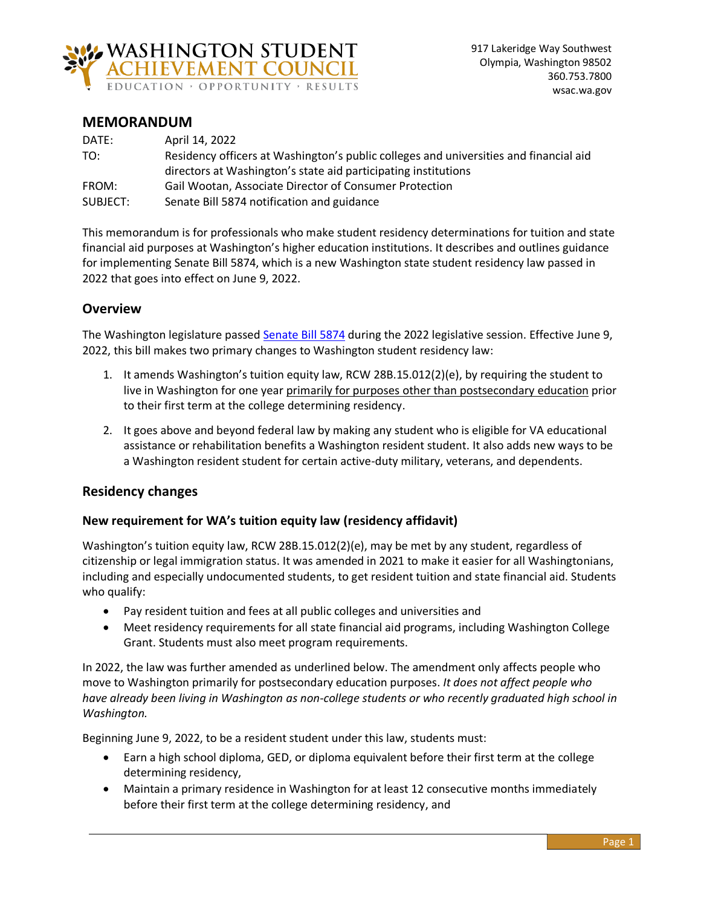WASHINGTON STUDENT ACHIEVEMENT COUNCIL
EDUCATION · OPPORTUNITY · RESULTS

917 Lakeridge Way Southwest
Olympia, Washington 98502
360.753.7800
wsac.wa.gov

## MEMORANDUM

| | |
|---|---|
| DATE: | April 14, 2022 |
| TO: | Residency officers at Washington's public colleges and universities and financial aid directors at Washington's state aid participating institutions |
| FROM: | Gail Wootan, Associate Director of Consumer Protection |
| SUBJECT: | Senate Bill 5874 notification and guidance |

This memorandum is for professionals who make student residency determinations for tuition and state financial aid purposes at Washington's higher education institutions. It describes and outlines guidance for implementing Senate Bill 5874, which is a new Washington state student residency law passed in 2022 that goes into effect on June 9, 2022.

## Overview

The Washington legislature passed Senate Bill 5874 during the 2022 legislative session. Effective June 9, 2022, this bill makes two primary changes to Washington student residency law:

1. It amends Washington's tuition equity law, RCW 28B.15.012(2)(e), by requiring the student to live in Washington for one year primarily for purposes other than postsecondary education prior to their first term at the college determining residency.

2. It goes above and beyond federal law by making any student who is eligible for VA educational assistance or rehabilitation benefits a Washington resident student. It also adds new ways to be a Washington resident student for certain active-duty military, veterans, and dependents.

## Residency changes

### New requirement for WA's tuition equity law (residency affidavit)

Washington's tuition equity law, RCW 28B.15.012(2)(e), may be met by any student, regardless of citizenship or legal immigration status. It was amended in 2021 to make it easier for all Washingtonians, including and especially undocumented students, to get resident tuition and state financial aid. Students who qualify:

- Pay resident tuition and fees at all public colleges and universities and
- Meet residency requirements for all state financial aid programs, including Washington College Grant. Students must also meet program requirements.

In 2022, the law was further amended as underlined below. The amendment only affects people who move to Washington primarily for postsecondary education purposes. *It does not affect people who have already been living in Washington as non-college students or who recently graduated high school in Washington.*

Beginning June 9, 2022, to be a resident student under this law, students must:

- Earn a high school diploma, GED, or diploma equivalent before their first term at the college determining residency,
- Maintain a primary residence in Washington for at least 12 consecutive months immediately before their first term at the college determining residency, and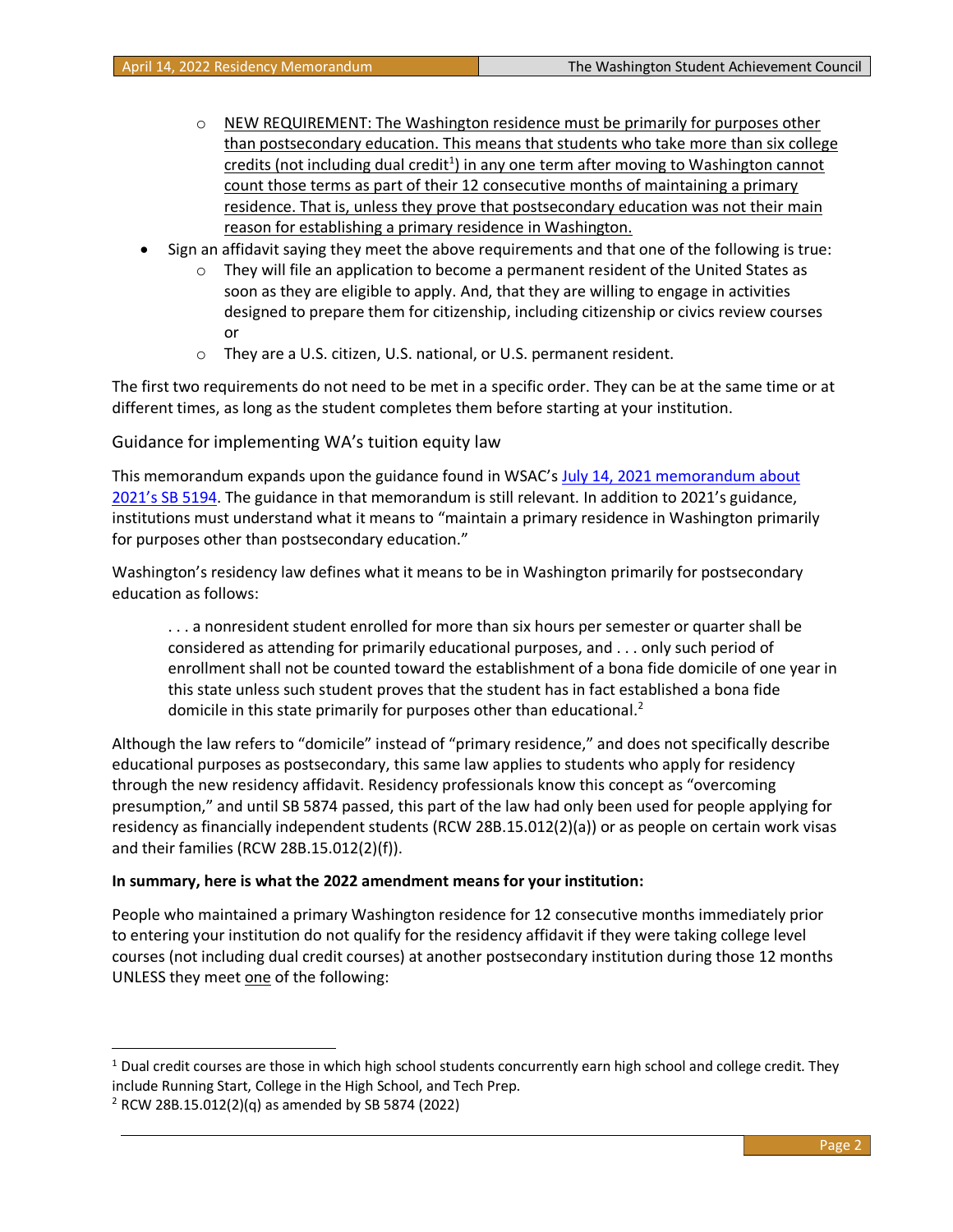- NEW REQUIREMENT: The Washington residence must be primarily for purposes other than postsecondary education. This means that students who take more than six college credits (not including dual credit[1]) in any one term after moving to Washington cannot count those terms as part of their 12 consecutive months of maintaining a primary residence. That is, unless they prove that postsecondary education was not their main reason for establishing a primary residence in Washington.

- Sign an affidavit saying they meet the above requirements and that one of the following is true:
  - They will file an application to become a permanent resident of the United States as soon as they are eligible to apply. And, that they are willing to engage in activities designed to prepare them for citizenship, including citizenship or civics review courses or
  - They are a U.S. citizen, U.S. national, or U.S. permanent resident.

The first two requirements do not need to be met in a specific order. They can be at the same time or at different times, as long as the student completes them before starting at your institution.

## Guidance for implementing WA's tuition equity law

This memorandum expands upon the guidance found in WSAC's July 14, 2021 memorandum about 2021's SB 5194. The guidance in that memorandum is still relevant. In addition to 2021's guidance, institutions must understand what it means to "maintain a primary residence in Washington primarily for purposes other than postsecondary education."

Washington's residency law defines what it means to be in Washington primarily for postsecondary education as follows:

> . . . a nonresident student enrolled for more than six hours per semester or quarter shall be considered as attending for primarily educational purposes, and . . . only such period of enrollment shall not be counted toward the establishment of a bona fide domicile of one year in this state unless such student proves that the student has in fact established a bona fide domicile in this state primarily for purposes other than educational.[2]

Although the law refers to "domicile" instead of "primary residence," and does not specifically describe educational purposes as postsecondary, this same law applies to students who apply for residency through the new residency affidavit. Residency professionals know this concept as "overcoming presumption," and until SB 5874 passed, this part of the law had only been used for people applying for residency as financially independent students (RCW 28B.15.012(2)(a)) or as people on certain work visas and their families (RCW 28B.15.012(2)(f)).

**In summary, here is what the 2022 amendment means for your institution:**

People who maintained a primary Washington residence for 12 consecutive months immediately prior to entering your institution do not qualify for the residency affidavit if they were taking college level courses (not including dual credit courses) at another postsecondary institution during those 12 months UNLESS they meet one of the following:

---

[1] Dual credit courses are those in which high school students concurrently earn high school and college credit. They include Running Start, College in the High School, and Tech Prep.

[2] RCW 28B.15.012(2)(q) as amended by SB 5874 (2022)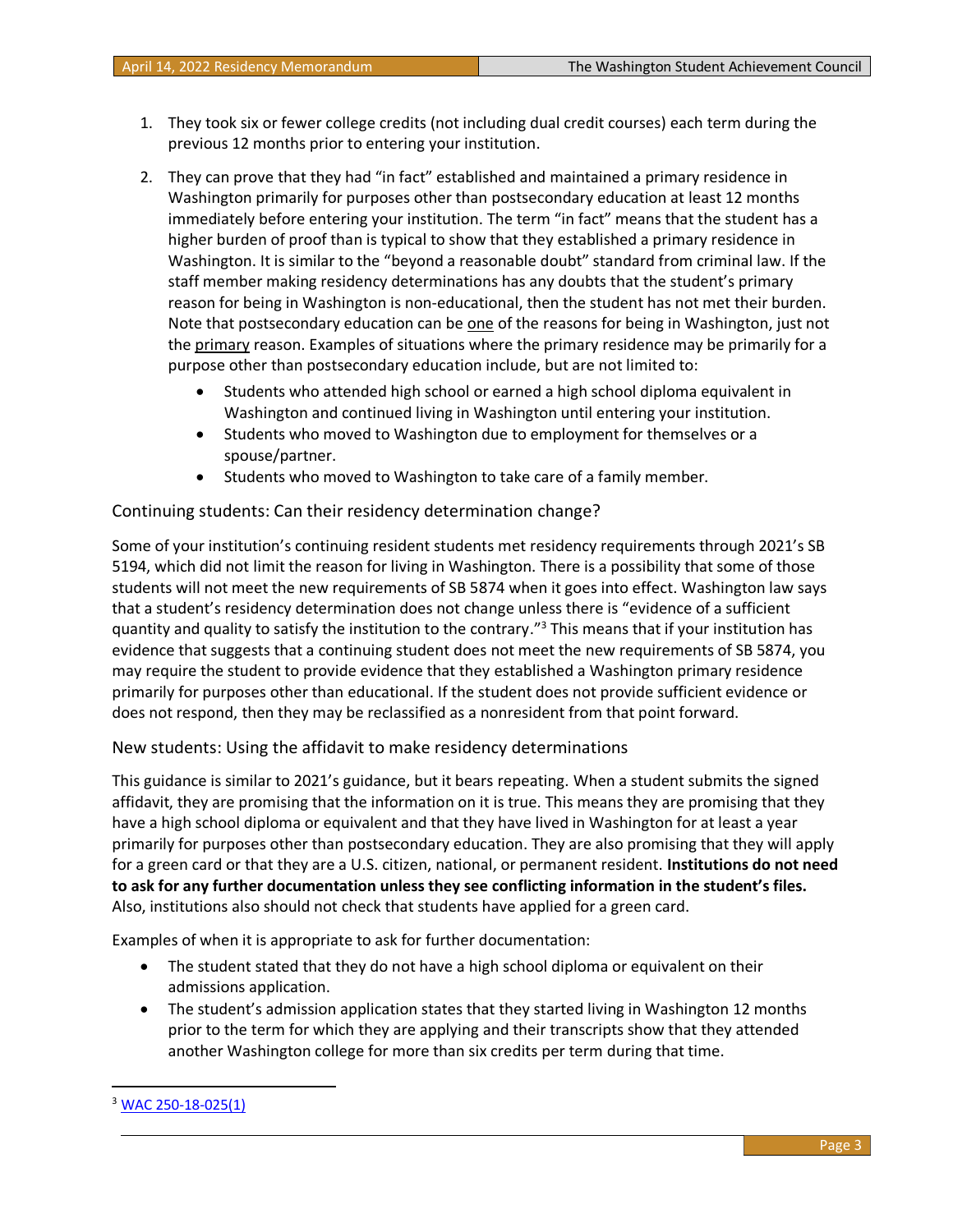1. They took six or fewer college credits (not including dual credit courses) each term during the previous 12 months prior to entering your institution.
2. They can prove that they had "in fact" established and maintained a primary residence in Washington primarily for purposes other than postsecondary education at least 12 months immediately before entering your institution. The term "in fact" means that the student has a higher burden of proof than is typical to show that they established a primary residence in Washington. It is similar to the "beyond a reasonable doubt" standard from criminal law. If the staff member making residency determinations has any doubts that the student's primary reason for being in Washington is non-educational, then the student has not met their burden. Note that postsecondary education can be <u>one</u> of the reasons for being in Washington, just not the <u>primary</u> reason. Examples of situations where the primary residence may be primarily for a purpose other than postsecondary education include, but are not limited to:
   - Students who attended high school or earned a high school diploma equivalent in Washington and continued living in Washington until entering your institution.
   - Students who moved to Washington due to employment for themselves or a spouse/partner.
   - Students who moved to Washington to take care of a family member.

## Continuing students: Can their residency determination change?

Some of your institution's continuing resident students met residency requirements through 2021's SB 5194, which did not limit the reason for living in Washington. There is a possibility that some of those students will not meet the new requirements of SB 5874 when it goes into effect. Washington law says that a student's residency determination does not change unless there is "evidence of a sufficient quantity and quality to satisfy the institution to the contrary."[3] This means that if your institution has evidence that suggests that a continuing student does not meet the new requirements of SB 5874, you may require the student to provide evidence that they established a Washington primary residence primarily for purposes other than educational. If the student does not provide sufficient evidence or does not respond, then they may be reclassified as a nonresident from that point forward.

## New students: Using the affidavit to make residency determinations

This guidance is similar to 2021's guidance, but it bears repeating. When a student submits the signed affidavit, they are promising that the information on it is true. This means they are promising that they have a high school diploma or equivalent and that they have lived in Washington for at least a year primarily for purposes other than postsecondary education. They are also promising that they will apply for a green card or that they are a U.S. citizen, national, or permanent resident. **Institutions do not need to ask for any further documentation unless they see conflicting information in the student's files.** Also, institutions also should not check that students have applied for a green card.

Examples of when it is appropriate to ask for further documentation:

- The student stated that they do not have a high school diploma or equivalent on their admissions application.
- The student's admission application states that they started living in Washington 12 months prior to the term for which they are applying and their transcripts show that they attended another Washington college for more than six credits per term during that time.

---

[3] WAC 250-18-025(1)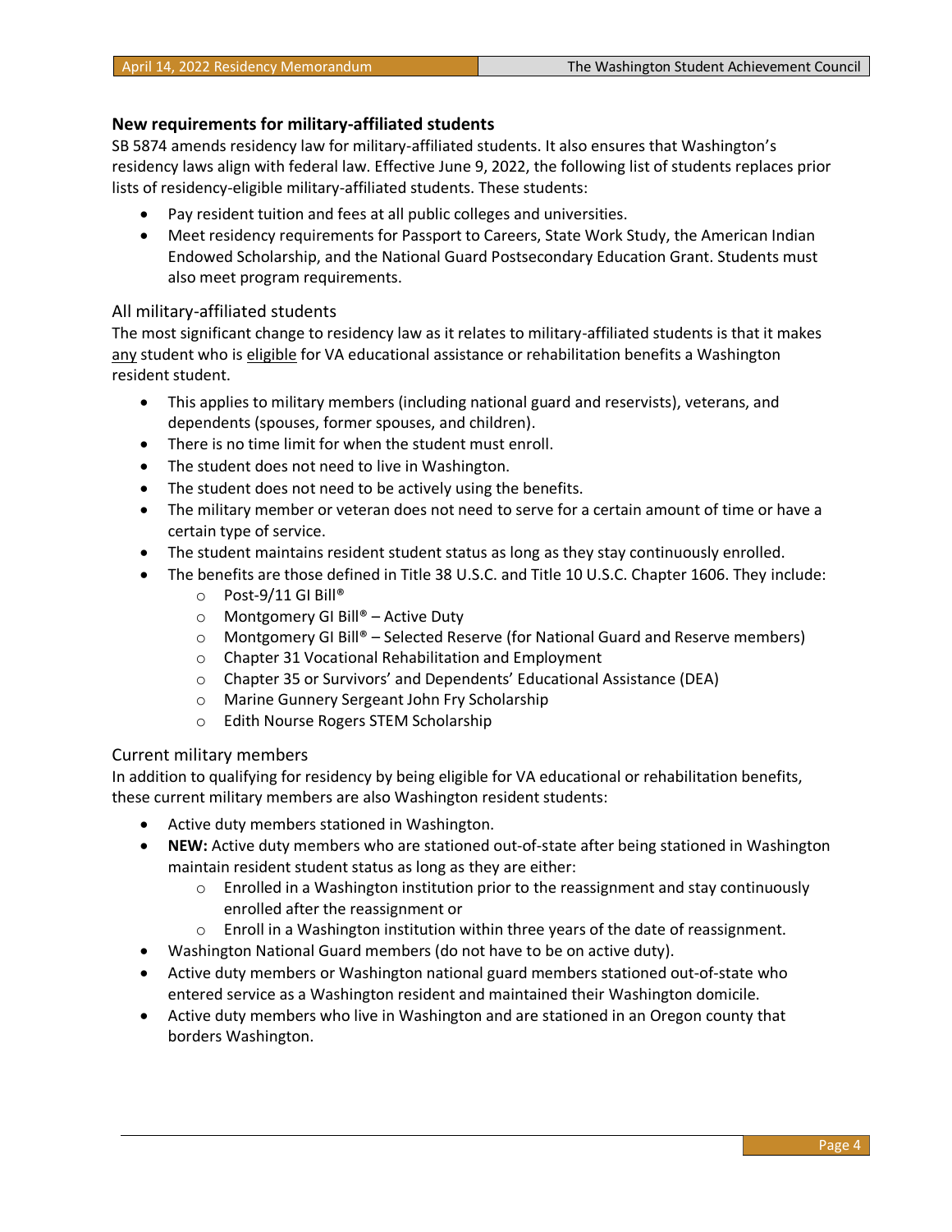## New requirements for military-affiliated students

SB 5874 amends residency law for military-affiliated students. It also ensures that Washington's residency laws align with federal law. Effective June 9, 2022, the following list of students replaces prior lists of residency-eligible military-affiliated students. These students:

- Pay resident tuition and fees at all public colleges and universities.
- Meet residency requirements for Passport to Careers, State Work Study, the American Indian Endowed Scholarship, and the National Guard Postsecondary Education Grant. Students must also meet program requirements.

### All military-affiliated students

The most significant change to residency law as it relates to military-affiliated students is that it makes <u>any</u> student who is <u>eligible</u> for VA educational assistance or rehabilitation benefits a Washington resident student.

- This applies to military members (including national guard and reservists), veterans, and dependents (spouses, former spouses, and children).
- There is no time limit for when the student must enroll.
- The student does not need to live in Washington.
- The student does not need to be actively using the benefits.
- The military member or veteran does not need to serve for a certain amount of time or have a certain type of service.
- The student maintains resident student status as long as they stay continuously enrolled.
- The benefits are those defined in Title 38 U.S.C. and Title 10 U.S.C. Chapter 1606. They include:
    - Post-9/11 GI Bill®
    - Montgomery GI Bill® – Active Duty
    - Montgomery GI Bill® – Selected Reserve (for National Guard and Reserve members)
    - Chapter 31 Vocational Rehabilitation and Employment
    - Chapter 35 or Survivors' and Dependents' Educational Assistance (DEA)
    - Marine Gunnery Sergeant John Fry Scholarship
    - Edith Nourse Rogers STEM Scholarship

### Current military members

In addition to qualifying for residency by being eligible for VA educational or rehabilitation benefits, these current military members are also Washington resident students:

- Active duty members stationed in Washington.
- **NEW:** Active duty members who are stationed out-of-state after being stationed in Washington maintain resident student status as long as they are either:
    - Enrolled in a Washington institution prior to the reassignment and stay continuously enrolled after the reassignment or
    - Enroll in a Washington institution within three years of the date of reassignment.
- Washington National Guard members (do not have to be on active duty).
- Active duty members or Washington national guard members stationed out-of-state who entered service as a Washington resident and maintained their Washington domicile.
- Active duty members who live in Washington and are stationed in an Oregon county that borders Washington.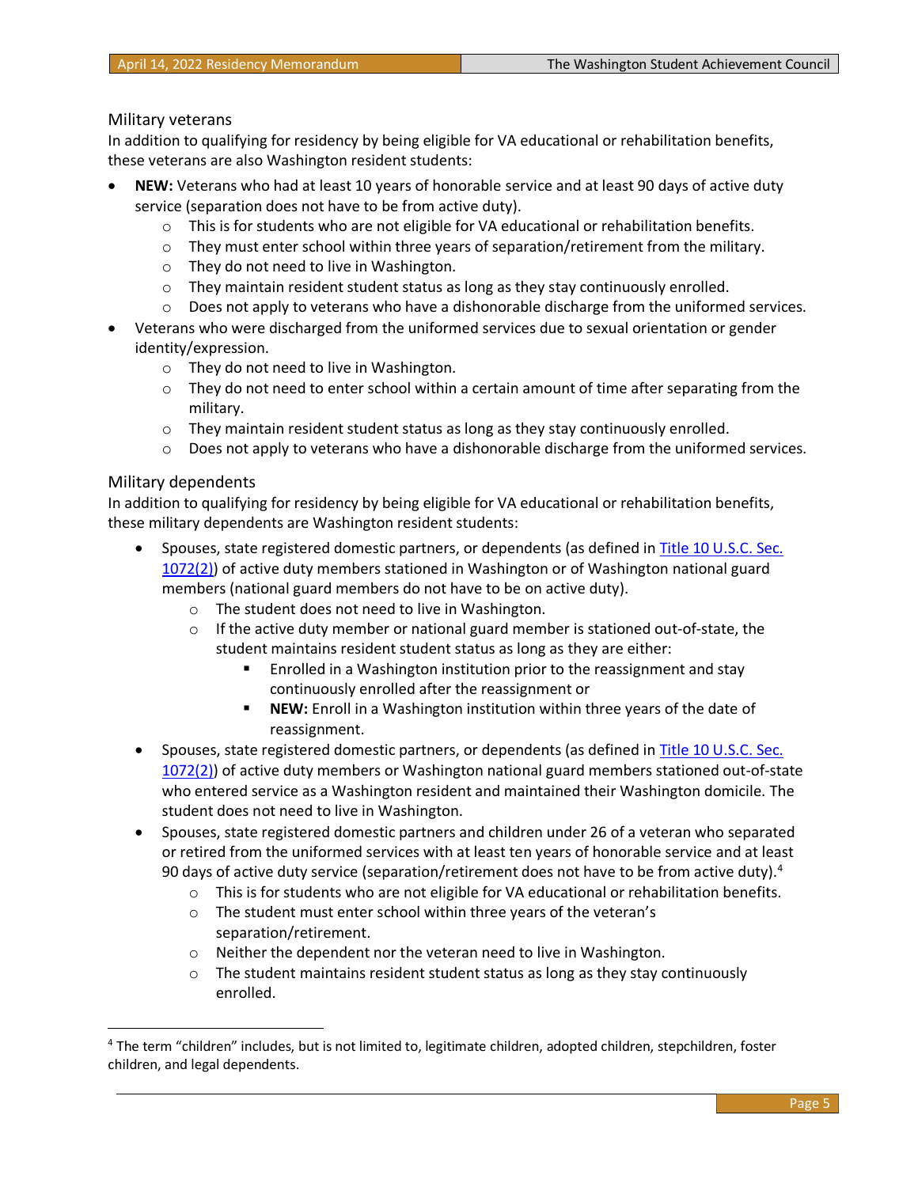### Military veterans

In addition to qualifying for residency by being eligible for VA educational or rehabilitation benefits, these veterans are also Washington resident students:

- **NEW:** Veterans who had at least 10 years of honorable service and at least 90 days of active duty service (separation does not have to be from active duty).
  - This is for students who are not eligible for VA educational or rehabilitation benefits.
  - They must enter school within three years of separation/retirement from the military.
  - They do not need to live in Washington.
  - They maintain resident student status as long as they stay continuously enrolled.
  - Does not apply to veterans who have a dishonorable discharge from the uniformed services.
- Veterans who were discharged from the uniformed services due to sexual orientation or gender identity/expression.
  - They do not need to live in Washington.
  - They do not need to enter school within a certain amount of time after separating from the military.
  - They maintain resident student status as long as they stay continuously enrolled.
  - Does not apply to veterans who have a dishonorable discharge from the uniformed services.

### Military dependents

In addition to qualifying for residency by being eligible for VA educational or rehabilitation benefits, these military dependents are Washington resident students:

- Spouses, state registered domestic partners, or dependents (as defined in Title 10 U.S.C. Sec. 1072(2)) of active duty members stationed in Washington or of Washington national guard members (national guard members do not have to be on active duty).
  - The student does not need to live in Washington.
  - If the active duty member or national guard member is stationed out-of-state, the student maintains resident student status as long as they are either:
    - Enrolled in a Washington institution prior to the reassignment and stay continuously enrolled after the reassignment or
    - **NEW:** Enroll in a Washington institution within three years of the date of reassignment.
- Spouses, state registered domestic partners, or dependents (as defined in Title 10 U.S.C. Sec. 1072(2)) of active duty members or Washington national guard members stationed out-of-state who entered service as a Washington resident and maintained their Washington domicile. The student does not need to live in Washington.
- Spouses, state registered domestic partners and children under 26 of a veteran who separated or retired from the uniformed services with at least ten years of honorable service and at least 90 days of active duty service (separation/retirement does not have to be from active duty).[4]
  - This is for students who are not eligible for VA educational or rehabilitation benefits.
  - The student must enter school within three years of the veteran's separation/retirement.
  - Neither the dependent nor the veteran need to live in Washington.
  - The student maintains resident student status as long as they stay continuously enrolled.

---

[4] The term "children" includes, but is not limited to, legitimate children, adopted children, stepchildren, foster children, and legal dependents.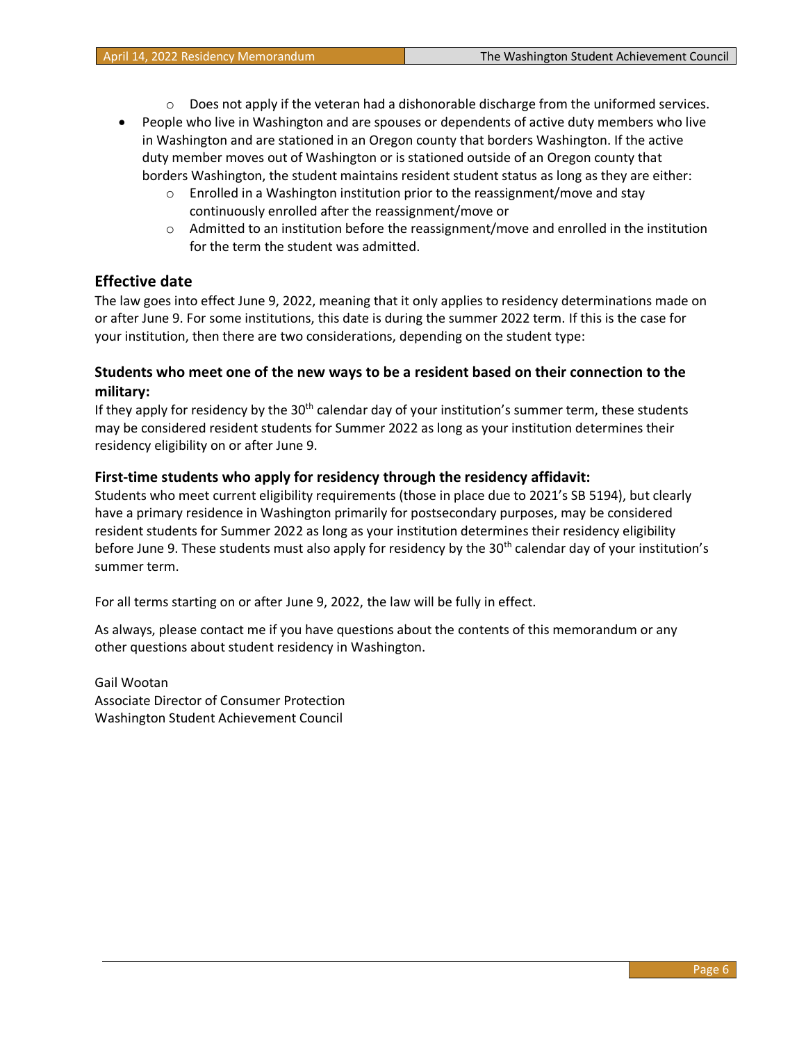- Does not apply if the veteran had a dishonorable discharge from the uniformed services.
- People who live in Washington and are spouses or dependents of active duty members who live in Washington and are stationed in an Oregon county that borders Washington. If the active duty member moves out of Washington or is stationed outside of an Oregon county that borders Washington, the student maintains resident student status as long as they are either:
  - Enrolled in a Washington institution prior to the reassignment/move and stay continuously enrolled after the reassignment/move or
  - Admitted to an institution before the reassignment/move and enrolled in the institution for the term the student was admitted.

## Effective date

The law goes into effect June 9, 2022, meaning that it only applies to residency determinations made on or after June 9. For some institutions, this date is during the summer 2022 term. If this is the case for your institution, then there are two considerations, depending on the student type:

### Students who meet one of the new ways to be a resident based on their connection to the military:

If they apply for residency by the 30th calendar day of your institution's summer term, these students may be considered resident students for Summer 2022 as long as your institution determines their residency eligibility on or after June 9.

### First-time students who apply for residency through the residency affidavit:

Students who meet current eligibility requirements (those in place due to 2021's SB 5194), but clearly have a primary residence in Washington primarily for postsecondary purposes, may be considered resident students for Summer 2022 as long as your institution determines their residency eligibility before June 9. These students must also apply for residency by the 30th calendar day of your institution's summer term.

For all terms starting on or after June 9, 2022, the law will be fully in effect.

As always, please contact me if you have questions about the contents of this memorandum or any other questions about student residency in Washington.

Gail Wootan
Associate Director of Consumer Protection
Washington Student Achievement Council